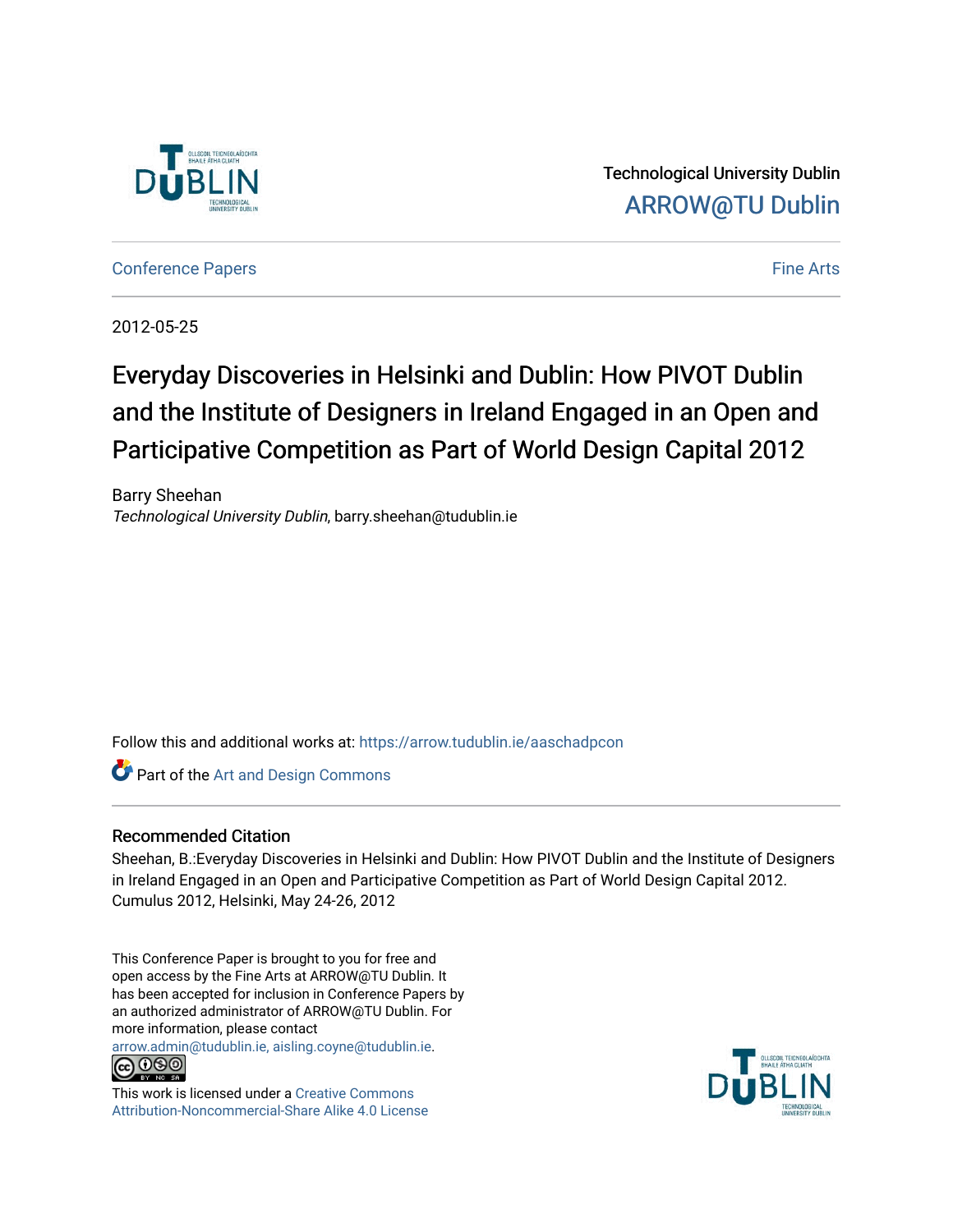Technological University Dublin
ARROW@TU Dublin

Conference Papers | Fine Arts

2012-05-25

# Everyday Discoveries in Helsinki and Dublin: How PIVOT Dublin and the Institute of Designers in Ireland Engaged in an Open and Participative Competition as Part of World Design Capital 2012

Barry Sheehan
*Technological University Dublin*, barry.sheehan@tudublin.ie

Follow this and additional works at: https://arrow.tudublin.ie/aaschadpcon

Part of the Art and Design Commons

## Recommended Citation

Sheehan, B.:Everyday Discoveries in Helsinki and Dublin: How PIVOT Dublin and the Institute of Designers in Ireland Engaged in an Open and Participative Competition as Part of World Design Capital 2012. Cumulus 2012, Helsinki, May 24-26, 2012

This Conference Paper is brought to you for free and open access by the Fine Arts at ARROW@TU Dublin. It has been accepted for inclusion in Conference Papers by an authorized administrator of ARROW@TU Dublin. For more information, please contact arrow.admin@tudublin.ie, aisling.coyne@tudublin.ie.

This work is licensed under a Creative Commons Attribution-Noncommercial-Share Alike 4.0 License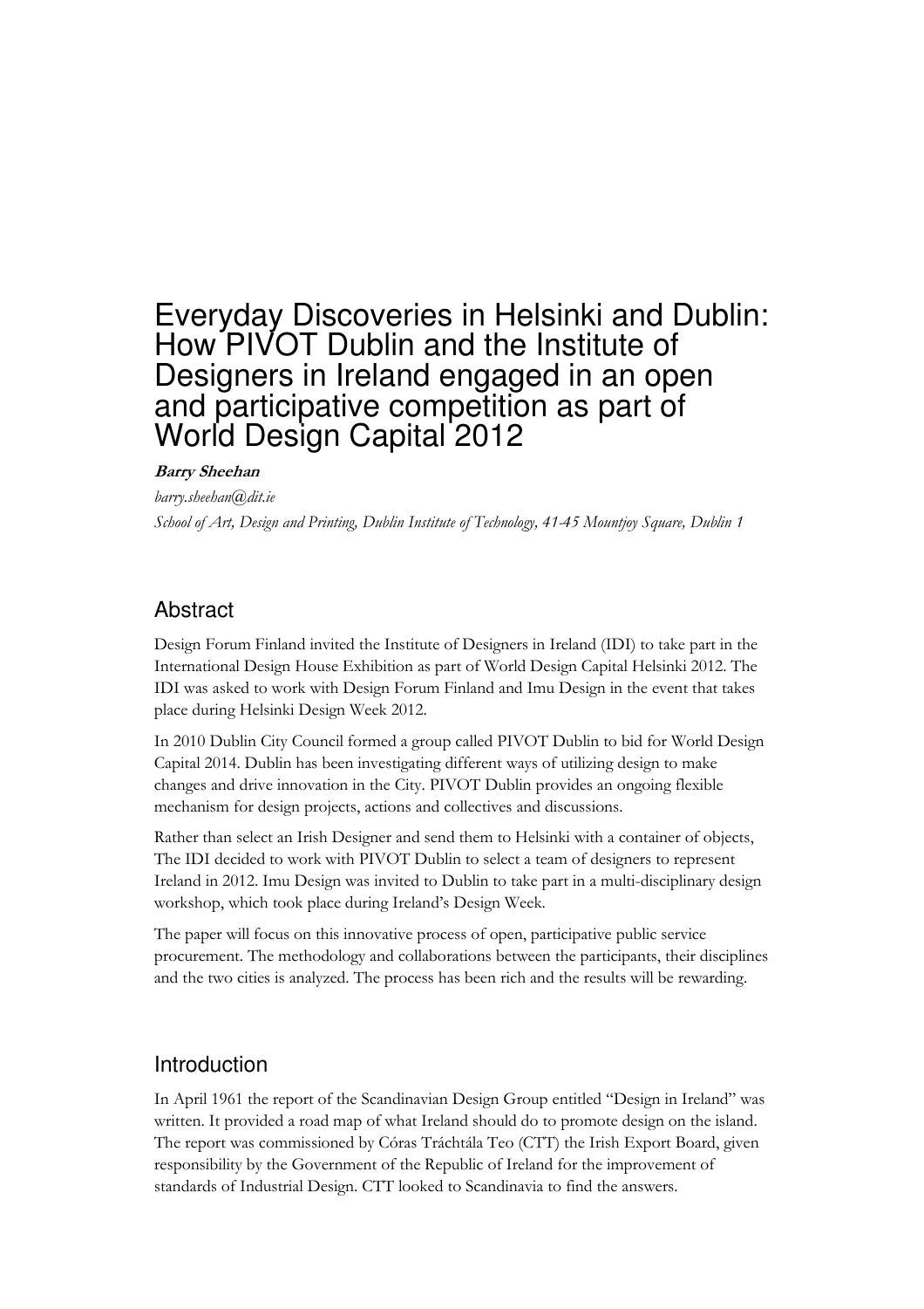# Everyday Discoveries in Helsinki and Dublin: How PIVOT Dublin and the Institute of Designers in Ireland engaged in an open and participative competition as part of World Design Capital 2012

***Barry Sheehan***

*barry.sheehan@dit.ie*

*School of Art, Design and Printing, Dublin Institute of Technology, 41-45 Mountjoy Square, Dublin 1*

## Abstract

Design Forum Finland invited the Institute of Designers in Ireland (IDI) to take part in the International Design House Exhibition as part of World Design Capital Helsinki 2012. The IDI was asked to work with Design Forum Finland and Imu Design in the event that takes place during Helsinki Design Week 2012.

In 2010 Dublin City Council formed a group called PIVOT Dublin to bid for World Design Capital 2014. Dublin has been investigating different ways of utilizing design to make changes and drive innovation in the City. PIVOT Dublin provides an ongoing flexible mechanism for design projects, actions and collectives and discussions.

Rather than select an Irish Designer and send them to Helsinki with a container of objects, The IDI decided to work with PIVOT Dublin to select a team of designers to represent Ireland in 2012. Imu Design was invited to Dublin to take part in a multi-disciplinary design workshop, which took place during Ireland's Design Week.

The paper will focus on this innovative process of open, participative public service procurement. The methodology and collaborations between the participants, their disciplines and the two cities is analyzed. The process has been rich and the results will be rewarding.

## Introduction

In April 1961 the report of the Scandinavian Design Group entitled "Design in Ireland" was written. It provided a road map of what Ireland should do to promote design on the island. The report was commissioned by Córas Tráchtála Teo (CTT) the Irish Export Board, given responsibility by the Government of the Republic of Ireland for the improvement of standards of Industrial Design. CTT looked to Scandinavia to find the answers.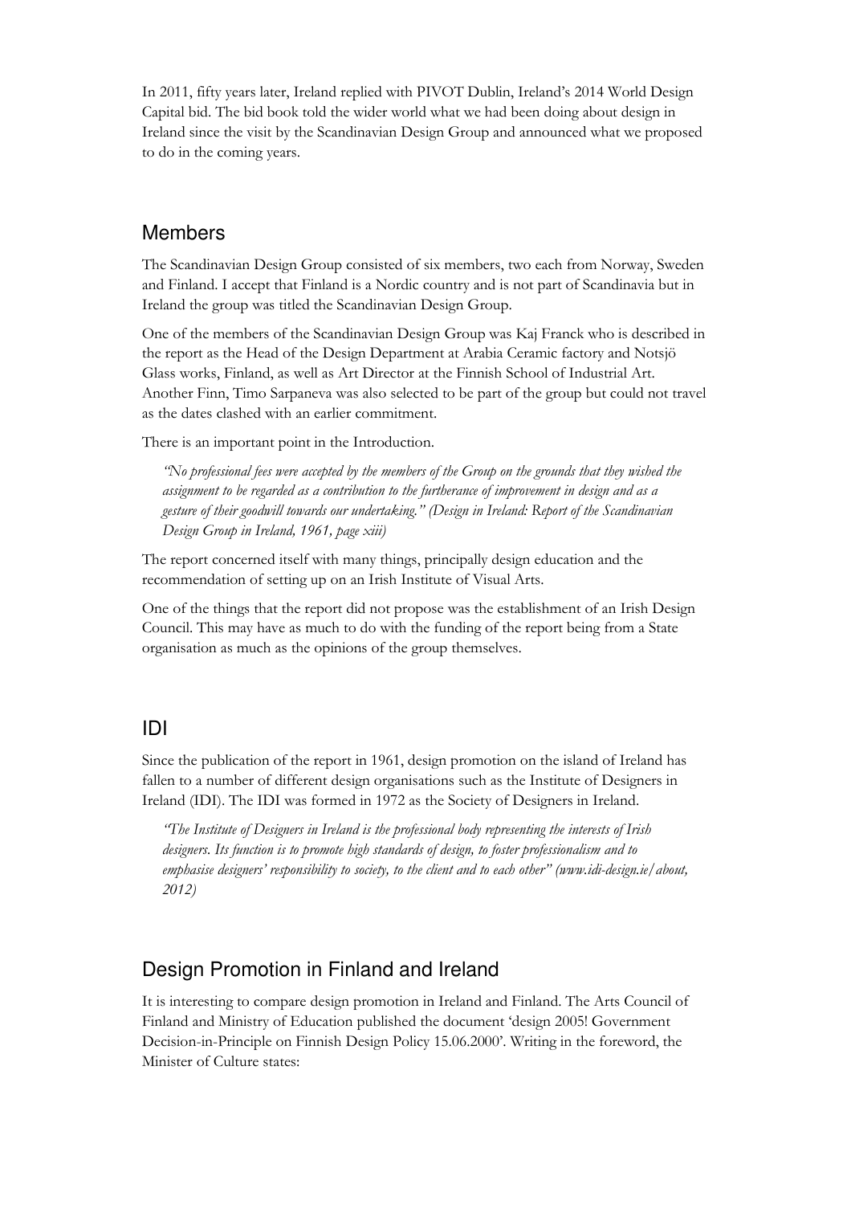In 2011, fifty years later, Ireland replied with PIVOT Dublin, Ireland's 2014 World Design Capital bid. The bid book told the wider world what we had been doing about design in Ireland since the visit by the Scandinavian Design Group and announced what we proposed to do in the coming years.

## Members

The Scandinavian Design Group consisted of six members, two each from Norway, Sweden and Finland. I accept that Finland is a Nordic country and is not part of Scandinavia but in Ireland the group was titled the Scandinavian Design Group.

One of the members of the Scandinavian Design Group was Kaj Franck who is described in the report as the Head of the Design Department at Arabia Ceramic factory and Notsjö Glass works, Finland, as well as Art Director at the Finnish School of Industrial Art. Another Finn, Timo Sarpaneva was also selected to be part of the group but could not travel as the dates clashed with an earlier commitment.

There is an important point in the Introduction.

> *"No professional fees were accepted by the members of the Group on the grounds that they wished the assignment to be regarded as a contribution to the furtherance of improvement in design and as a gesture of their goodwill towards our undertaking." (Design in Ireland: Report of the Scandinavian Design Group in Ireland, 1961, page xiii)*

The report concerned itself with many things, principally design education and the recommendation of setting up on an Irish Institute of Visual Arts.

One of the things that the report did not propose was the establishment of an Irish Design Council. This may have as much to do with the funding of the report being from a State organisation as much as the opinions of the group themselves.

## IDI

Since the publication of the report in 1961, design promotion on the island of Ireland has fallen to a number of different design organisations such as the Institute of Designers in Ireland (IDI). The IDI was formed in 1972 as the Society of Designers in Ireland.

> *"The Institute of Designers in Ireland is the professional body representing the interests of Irish designers. Its function is to promote high standards of design, to foster professionalism and to emphasise designers' responsibility to society, to the client and to each other" (www.idi-design.ie/about, 2012)*

## Design Promotion in Finland and Ireland

It is interesting to compare design promotion in Ireland and Finland. The Arts Council of Finland and Ministry of Education published the document 'design 2005! Government Decision-in-Principle on Finnish Design Policy 15.06.2000'. Writing in the foreword, the Minister of Culture states: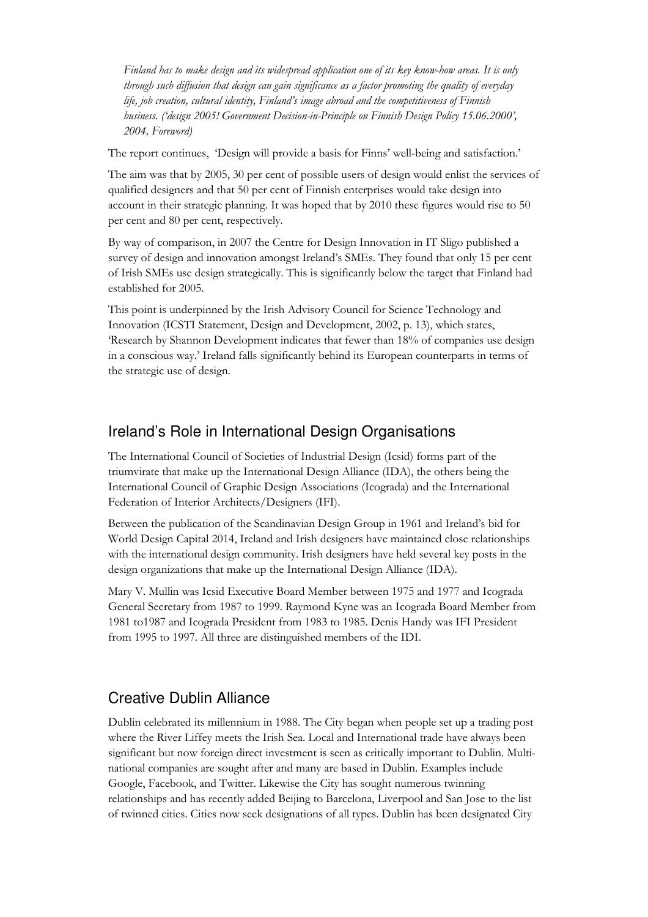*Finland has to make design and its widespread application one of its key know-how areas. It is only through such diffusion that design can gain significance as a factor promoting the quality of everyday life, job creation, cultural identity, Finland's image abroad and the competitiveness of Finnish business. ('design 2005! Government Decision-in-Principle on Finnish Design Policy 15.06.2000', 2004, Foreword)*

The report continues, 'Design will provide a basis for Finns' well-being and satisfaction.'

The aim was that by 2005, 30 per cent of possible users of design would enlist the services of qualified designers and that 50 per cent of Finnish enterprises would take design into account in their strategic planning. It was hoped that by 2010 these figures would rise to 50 per cent and 80 per cent, respectively.

By way of comparison, in 2007 the Centre for Design Innovation in IT Sligo published a survey of design and innovation amongst Ireland's SMEs. They found that only 15 per cent of Irish SMEs use design strategically. This is significantly below the target that Finland had established for 2005.

This point is underpinned by the Irish Advisory Council for Science Technology and Innovation (ICSTI Statement, Design and Development, 2002, p. 13), which states, 'Research by Shannon Development indicates that fewer than 18% of companies use design in a conscious way.' Ireland falls significantly behind its European counterparts in terms of the strategic use of design.

## Ireland's Role in International Design Organisations

The International Council of Societies of Industrial Design (Icsid) forms part of the triumvirate that make up the International Design Alliance (IDA), the others being the International Council of Graphic Design Associations (Icograda) and the International Federation of Interior Architects/Designers (IFI).

Between the publication of the Scandinavian Design Group in 1961 and Ireland's bid for World Design Capital 2014, Ireland and Irish designers have maintained close relationships with the international design community. Irish designers have held several key posts in the design organizations that make up the International Design Alliance (IDA).

Mary V. Mullin was Icsid Executive Board Member between 1975 and 1977 and Icograda General Secretary from 1987 to 1999. Raymond Kyne was an Icograda Board Member from 1981 to1987 and Icograda President from 1983 to 1985. Denis Handy was IFI President from 1995 to 1997. All three are distinguished members of the IDI.

## Creative Dublin Alliance

Dublin celebrated its millennium in 1988. The City began when people set up a trading post where the River Liffey meets the Irish Sea. Local and International trade have always been significant but now foreign direct investment is seen as critically important to Dublin. Multi-national companies are sought after and many are based in Dublin. Examples include Google, Facebook, and Twitter. Likewise the City has sought numerous twinning relationships and has recently added Beijing to Barcelona, Liverpool and San Jose to the list of twinned cities. Cities now seek designations of all types. Dublin has been designated City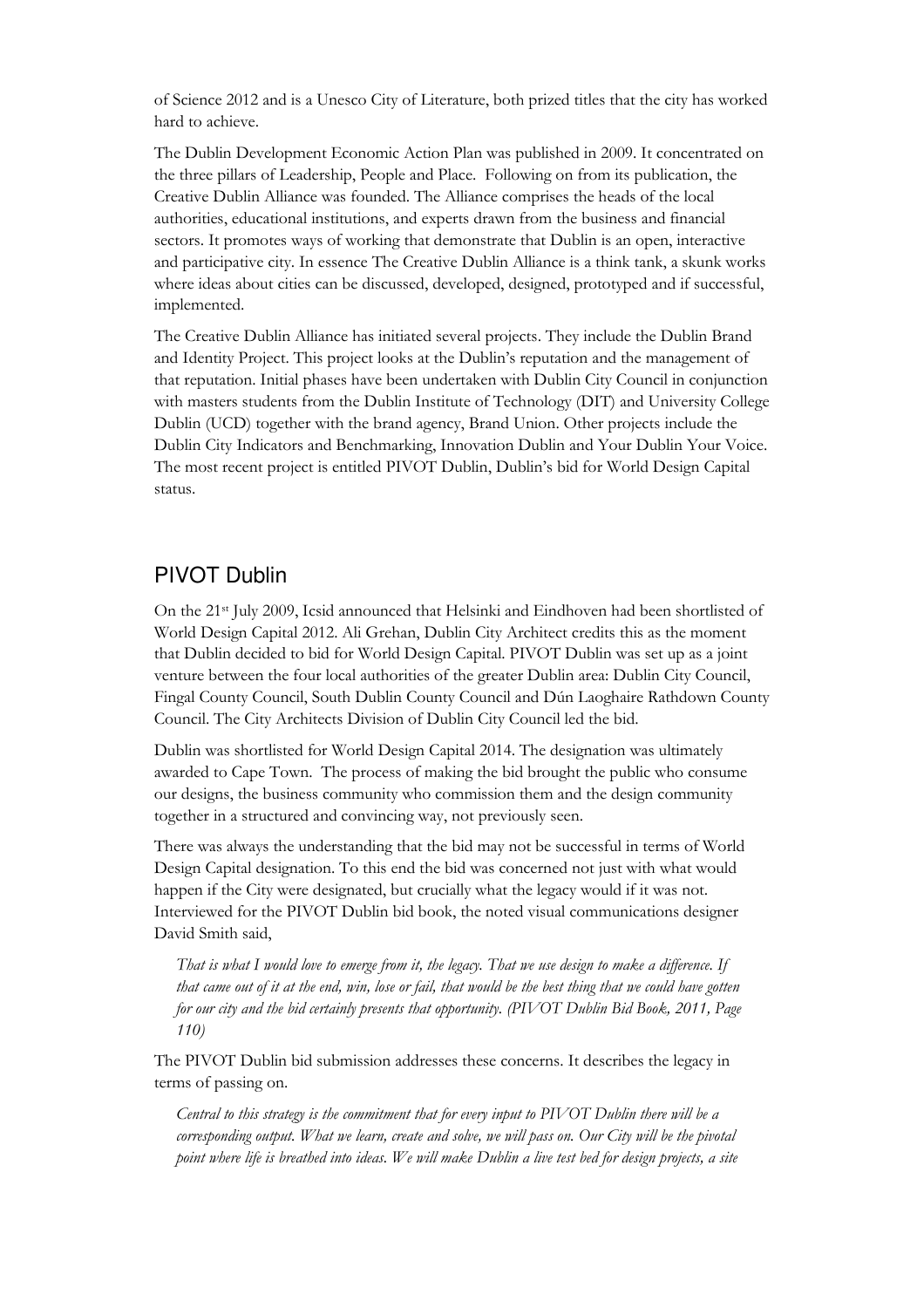of Science 2012 and is a Unesco City of Literature, both prized titles that the city has worked hard to achieve.

The Dublin Development Economic Action Plan was published in 2009. It concentrated on the three pillars of Leadership, People and Place. Following on from its publication, the Creative Dublin Alliance was founded. The Alliance comprises the heads of the local authorities, educational institutions, and experts drawn from the business and financial sectors. It promotes ways of working that demonstrate that Dublin is an open, interactive and participative city. In essence The Creative Dublin Alliance is a think tank, a skunk works where ideas about cities can be discussed, developed, designed, prototyped and if successful, implemented.

The Creative Dublin Alliance has initiated several projects. They include the Dublin Brand and Identity Project. This project looks at the Dublin's reputation and the management of that reputation. Initial phases have been undertaken with Dublin City Council in conjunction with masters students from the Dublin Institute of Technology (DIT) and University College Dublin (UCD) together with the brand agency, Brand Union. Other projects include the Dublin City Indicators and Benchmarking, Innovation Dublin and Your Dublin Your Voice. The most recent project is entitled PIVOT Dublin, Dublin's bid for World Design Capital status.

## PIVOT Dublin

On the 21st July 2009, Icsid announced that Helsinki and Eindhoven had been shortlisted of World Design Capital 2012. Ali Grehan, Dublin City Architect credits this as the moment that Dublin decided to bid for World Design Capital. PIVOT Dublin was set up as a joint venture between the four local authorities of the greater Dublin area: Dublin City Council, Fingal County Council, South Dublin County Council and Dún Laoghaire Rathdown County Council. The City Architects Division of Dublin City Council led the bid.

Dublin was shortlisted for World Design Capital 2014. The designation was ultimately awarded to Cape Town. The process of making the bid brought the public who consume our designs, the business community who commission them and the design community together in a structured and convincing way, not previously seen.

There was always the understanding that the bid may not be successful in terms of World Design Capital designation. To this end the bid was concerned not just with what would happen if the City were designated, but crucially what the legacy would if it was not. Interviewed for the PIVOT Dublin bid book, the noted visual communications designer David Smith said,

> *That is what I would love to emerge from it, the legacy. That we use design to make a difference. If that came out of it at the end, win, lose or fail, that would be the best thing that we could have gotten for our city and the bid certainly presents that opportunity. (PIVOT Dublin Bid Book, 2011, Page 110)*

The PIVOT Dublin bid submission addresses these concerns. It describes the legacy in terms of passing on.

> *Central to this strategy is the commitment that for every input to PIVOT Dublin there will be a corresponding output. What we learn, create and solve, we will pass on. Our City will be the pivotal point where life is breathed into ideas. We will make Dublin a live test bed for design projects, a site*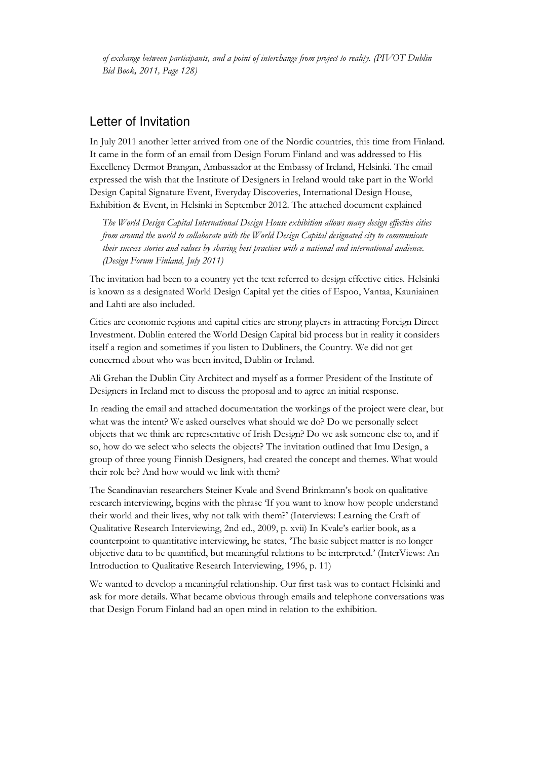*of exchange between participants, and a point of interchange from project to reality. (PIVOT Dublin Bid Book, 2011, Page 128)*

## Letter of Invitation

In July 2011 another letter arrived from one of the Nordic countries, this time from Finland. It came in the form of an email from Design Forum Finland and was addressed to His Excellency Dermot Brangan, Ambassador at the Embassy of Ireland, Helsinki. The email expressed the wish that the Institute of Designers in Ireland would take part in the World Design Capital Signature Event, Everyday Discoveries, International Design House, Exhibition & Event, in Helsinki in September 2012. The attached document explained

> *The World Design Capital International Design House exhibition allows many design effective cities from around the world to collaborate with the World Design Capital designated city to communicate their success stories and values by sharing best practices with a national and international audience. (Design Forum Finland, July 2011)*

The invitation had been to a country yet the text referred to design effective cities. Helsinki is known as a designated World Design Capital yet the cities of Espoo, Vantaa, Kauniainen and Lahti are also included.

Cities are economic regions and capital cities are strong players in attracting Foreign Direct Investment. Dublin entered the World Design Capital bid process but in reality it considers itself a region and sometimes if you listen to Dubliners, the Country. We did not get concerned about who was been invited, Dublin or Ireland.

Ali Grehan the Dublin City Architect and myself as a former President of the Institute of Designers in Ireland met to discuss the proposal and to agree an initial response.

In reading the email and attached documentation the workings of the project were clear, but what was the intent? We asked ourselves what should we do? Do we personally select objects that we think are representative of Irish Design? Do we ask someone else to, and if so, how do we select who selects the objects? The invitation outlined that Imu Design, a group of three young Finnish Designers, had created the concept and themes. What would their role be? And how would we link with them?

The Scandinavian researchers Steiner Kvale and Svend Brinkmann's book on qualitative research interviewing, begins with the phrase 'If you want to know how people understand their world and their lives, why not talk with them?' (Interviews: Learning the Craft of Qualitative Research Interviewing, 2nd ed., 2009, p. xvii) In Kvale's earlier book, as a counterpoint to quantitative interviewing, he states, 'The basic subject matter is no longer objective data to be quantified, but meaningful relations to be interpreted.' (InterViews: An Introduction to Qualitative Research Interviewing, 1996, p. 11)

We wanted to develop a meaningful relationship. Our first task was to contact Helsinki and ask for more details. What became obvious through emails and telephone conversations was that Design Forum Finland had an open mind in relation to the exhibition.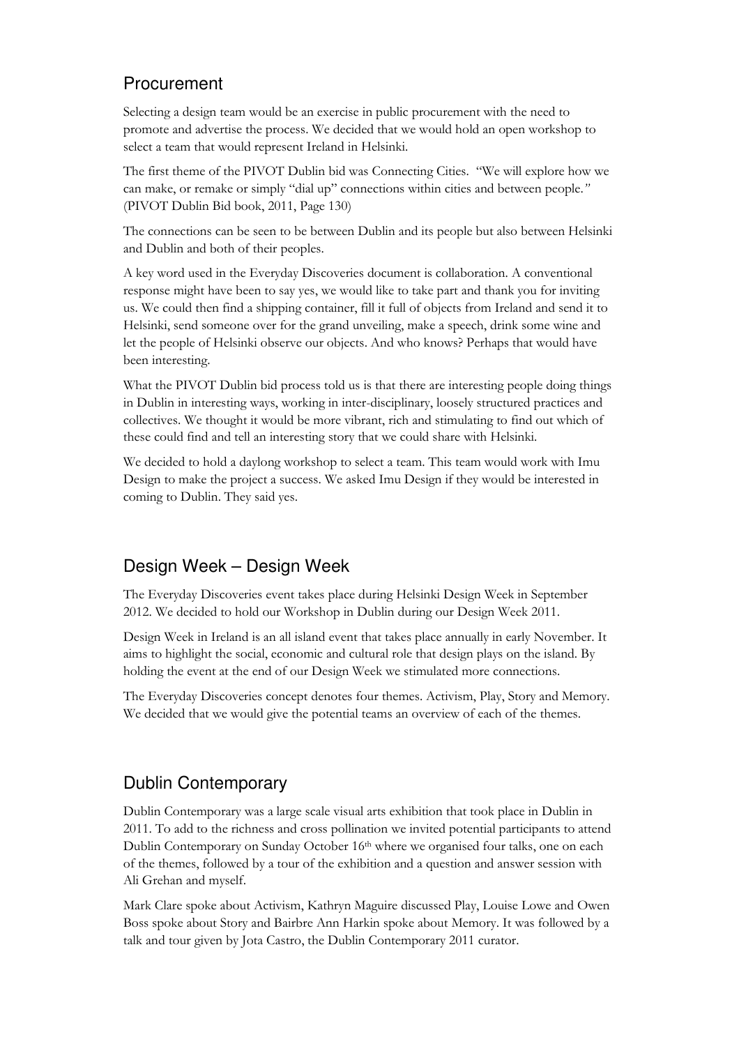## Procurement

Selecting a design team would be an exercise in public procurement with the need to promote and advertise the process. We decided that we would hold an open workshop to select a team that would represent Ireland in Helsinki.

The first theme of the PIVOT Dublin bid was Connecting Cities. "We will explore how we can make, or remake or simply "dial up" connections within cities and between people." (PIVOT Dublin Bid book, 2011, Page 130)

The connections can be seen to be between Dublin and its people but also between Helsinki and Dublin and both of their peoples.

A key word used in the Everyday Discoveries document is collaboration. A conventional response might have been to say yes, we would like to take part and thank you for inviting us. We could then find a shipping container, fill it full of objects from Ireland and send it to Helsinki, send someone over for the grand unveiling, make a speech, drink some wine and let the people of Helsinki observe our objects. And who knows? Perhaps that would have been interesting.

What the PIVOT Dublin bid process told us is that there are interesting people doing things in Dublin in interesting ways, working in inter-disciplinary, loosely structured practices and collectives. We thought it would be more vibrant, rich and stimulating to find out which of these could find and tell an interesting story that we could share with Helsinki.

We decided to hold a daylong workshop to select a team. This team would work with Imu Design to make the project a success. We asked Imu Design if they would be interested in coming to Dublin. They said yes.

## Design Week – Design Week

The Everyday Discoveries event takes place during Helsinki Design Week in September 2012. We decided to hold our Workshop in Dublin during our Design Week 2011.

Design Week in Ireland is an all island event that takes place annually in early November. It aims to highlight the social, economic and cultural role that design plays on the island. By holding the event at the end of our Design Week we stimulated more connections.

The Everyday Discoveries concept denotes four themes. Activism, Play, Story and Memory. We decided that we would give the potential teams an overview of each of the themes.

## Dublin Contemporary

Dublin Contemporary was a large scale visual arts exhibition that took place in Dublin in 2011. To add to the richness and cross pollination we invited potential participants to attend Dublin Contemporary on Sunday October 16th where we organised four talks, one on each of the themes, followed by a tour of the exhibition and a question and answer session with Ali Grehan and myself.

Mark Clare spoke about Activism, Kathryn Maguire discussed Play, Louise Lowe and Owen Boss spoke about Story and Bairbre Ann Harkin spoke about Memory. It was followed by a talk and tour given by Jota Castro, the Dublin Contemporary 2011 curator.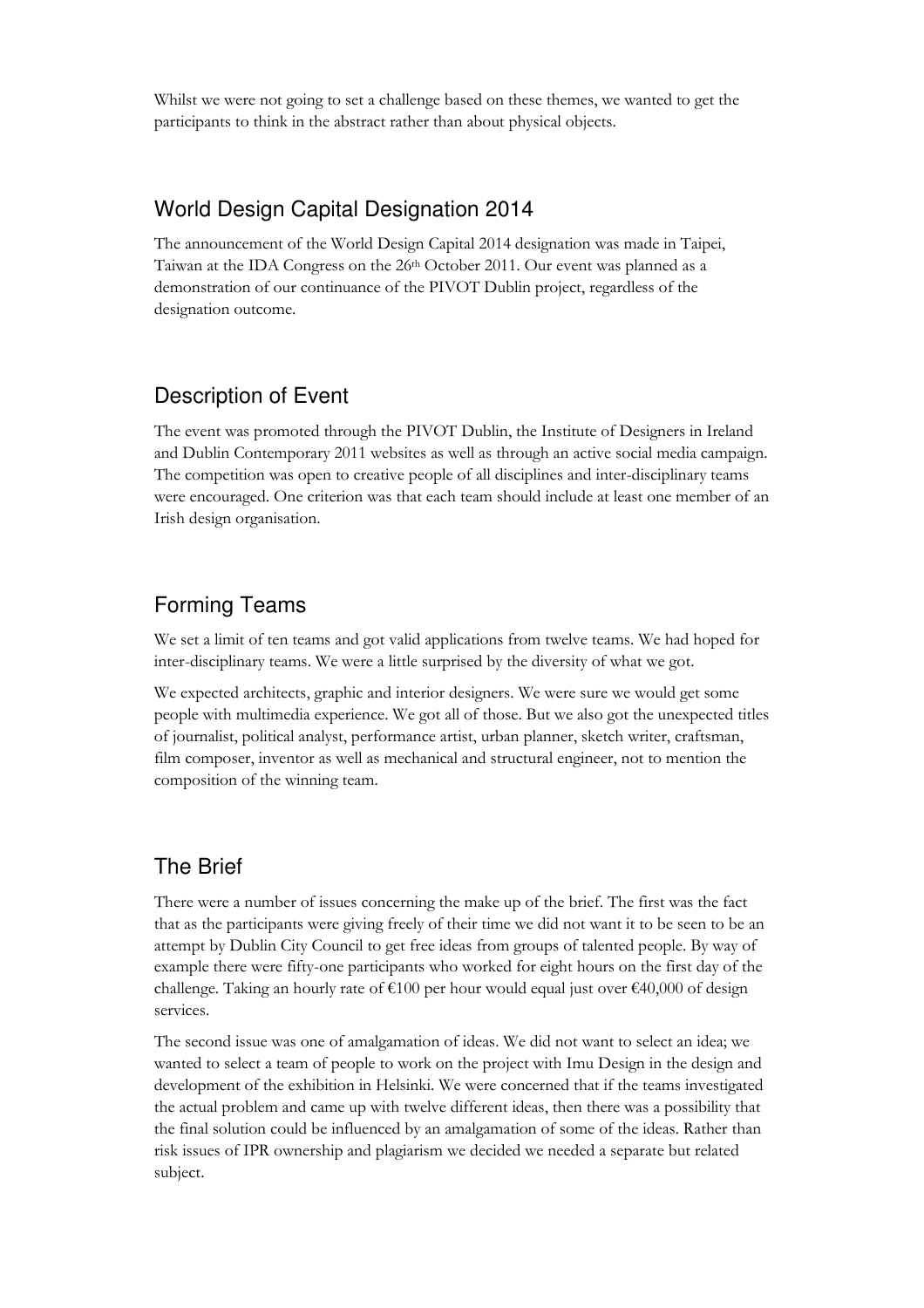Whilst we were not going to set a challenge based on these themes, we wanted to get the participants to think in the abstract rather than about physical objects.

## World Design Capital Designation 2014

The announcement of the World Design Capital 2014 designation was made in Taipei, Taiwan at the IDA Congress on the 26th October 2011. Our event was planned as a demonstration of our continuance of the PIVOT Dublin project, regardless of the designation outcome.

## Description of Event

The event was promoted through the PIVOT Dublin, the Institute of Designers in Ireland and Dublin Contemporary 2011 websites as well as through an active social media campaign. The competition was open to creative people of all disciplines and inter-disciplinary teams were encouraged. One criterion was that each team should include at least one member of an Irish design organisation.

## Forming Teams

We set a limit of ten teams and got valid applications from twelve teams. We had hoped for inter-disciplinary teams. We were a little surprised by the diversity of what we got.

We expected architects, graphic and interior designers. We were sure we would get some people with multimedia experience. We got all of those. But we also got the unexpected titles of journalist, political analyst, performance artist, urban planner, sketch writer, craftsman, film composer, inventor as well as mechanical and structural engineer, not to mention the composition of the winning team.

## The Brief

There were a number of issues concerning the make up of the brief. The first was the fact that as the participants were giving freely of their time we did not want it to be seen to be an attempt by Dublin City Council to get free ideas from groups of talented people. By way of example there were fifty-one participants who worked for eight hours on the first day of the challenge. Taking an hourly rate of €100 per hour would equal just over €40,000 of design services.

The second issue was one of amalgamation of ideas. We did not want to select an idea; we wanted to select a team of people to work on the project with Imu Design in the design and development of the exhibition in Helsinki. We were concerned that if the teams investigated the actual problem and came up with twelve different ideas, then there was a possibility that the final solution could be influenced by an amalgamation of some of the ideas. Rather than risk issues of IPR ownership and plagiarism we decided we needed a separate but related subject.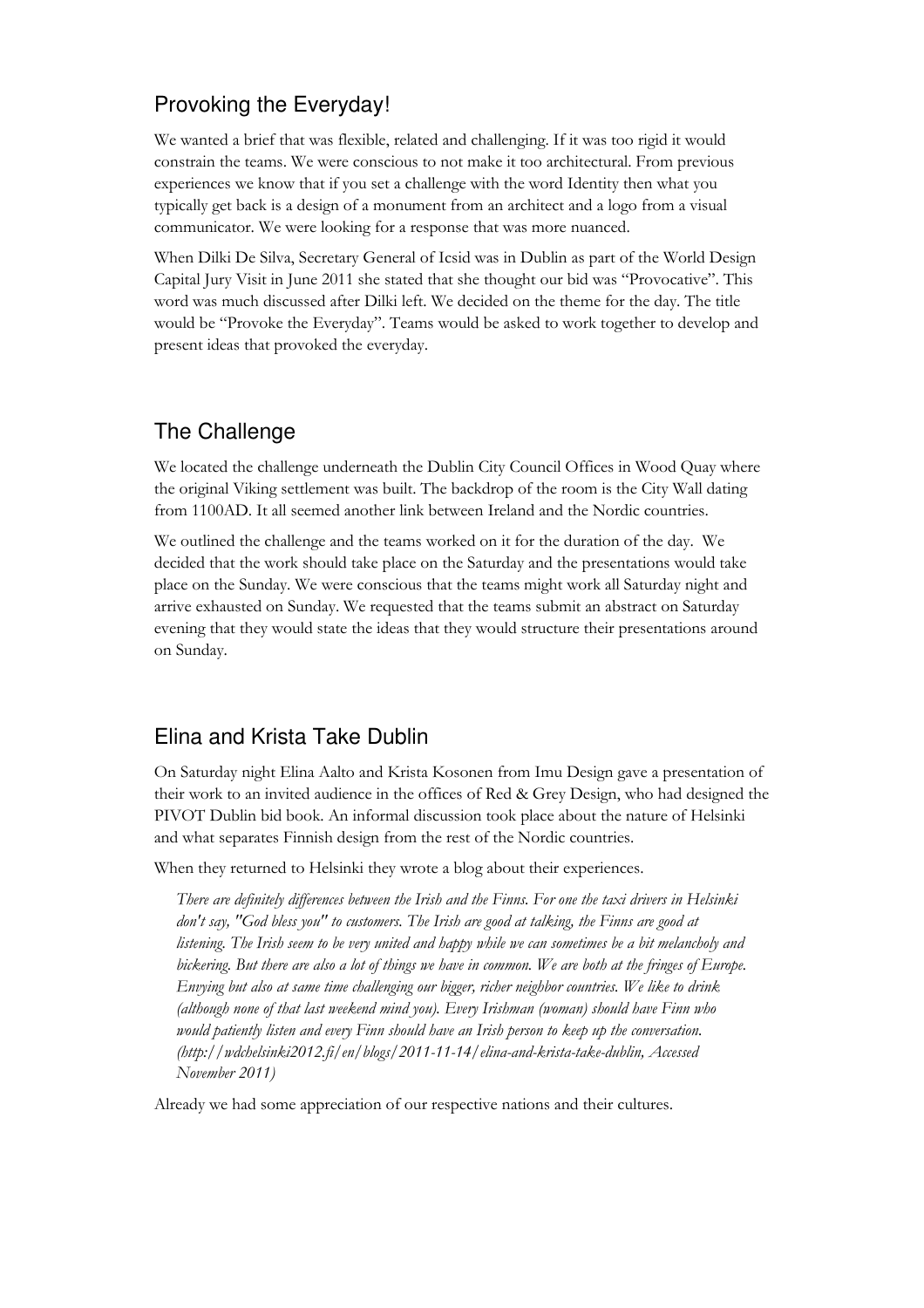## Provoking the Everyday!

We wanted a brief that was flexible, related and challenging. If it was too rigid it would constrain the teams. We were conscious to not make it too architectural. From previous experiences we know that if you set a challenge with the word Identity then what you typically get back is a design of a monument from an architect and a logo from a visual communicator. We were looking for a response that was more nuanced.

When Dilki De Silva, Secretary General of Icsid was in Dublin as part of the World Design Capital Jury Visit in June 2011 she stated that she thought our bid was "Provocative". This word was much discussed after Dilki left. We decided on the theme for the day. The title would be "Provoke the Everyday". Teams would be asked to work together to develop and present ideas that provoked the everyday.

## The Challenge

We located the challenge underneath the Dublin City Council Offices in Wood Quay where the original Viking settlement was built. The backdrop of the room is the City Wall dating from 1100AD. It all seemed another link between Ireland and the Nordic countries.

We outlined the challenge and the teams worked on it for the duration of the day. We decided that the work should take place on the Saturday and the presentations would take place on the Sunday. We were conscious that the teams might work all Saturday night and arrive exhausted on Sunday. We requested that the teams submit an abstract on Saturday evening that they would state the ideas that they would structure their presentations around on Sunday.

## Elina and Krista Take Dublin

On Saturday night Elina Aalto and Krista Kosonen from Imu Design gave a presentation of their work to an invited audience in the offices of Red & Grey Design, who had designed the PIVOT Dublin bid book. An informal discussion took place about the nature of Helsinki and what separates Finnish design from the rest of the Nordic countries.

When they returned to Helsinki they wrote a blog about their experiences.

> *There are definitely differences between the Irish and the Finns. For one the taxi drivers in Helsinki don't say, "God bless you" to customers. The Irish are good at talking, the Finns are good at listening. The Irish seem to be very united and happy while we can sometimes be a bit melancholy and bickering. But there are also a lot of things we have in common. We are both at the fringes of Europe. Envying but also at same time challenging our bigger, richer neighbor countries. We like to drink (although none of that last weekend mind you). Every Irishman (woman) should have Finn who would patiently listen and every Finn should have an Irish person to keep up the conversation. (http://wdchelsinki2012.fi/en/blogs/2011-11-14/elina-and-krista-take-dublin, Accessed November 2011)*

Already we had some appreciation of our respective nations and their cultures.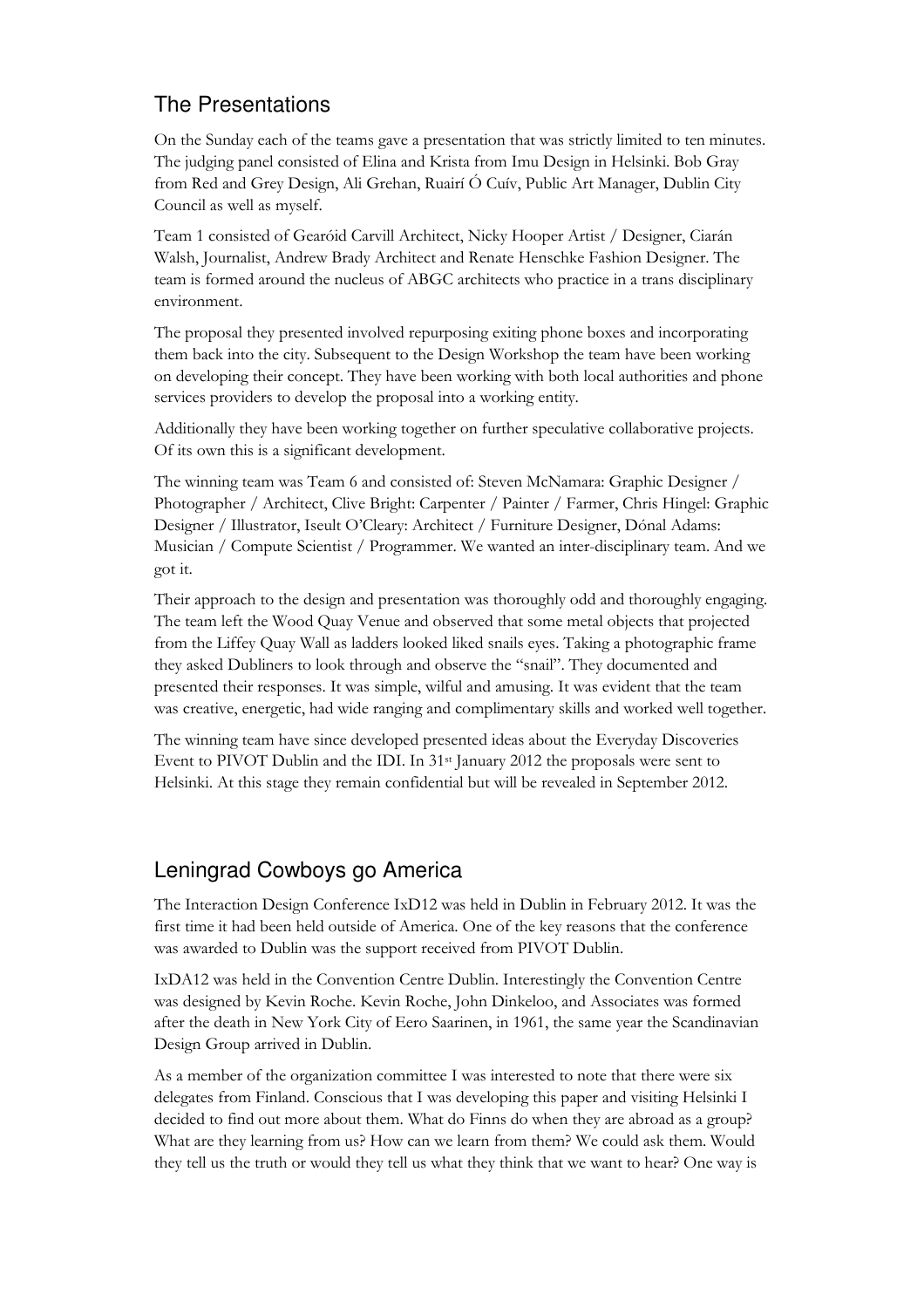## The Presentations

On the Sunday each of the teams gave a presentation that was strictly limited to ten minutes. The judging panel consisted of Elina and Krista from Imu Design in Helsinki. Bob Gray from Red and Grey Design, Ali Grehan, Ruairí Ó Cuív, Public Art Manager, Dublin City Council as well as myself.

Team 1 consisted of Gearóid Carvill Architect, Nicky Hooper Artist / Designer, Ciarán Walsh, Journalist, Andrew Brady Architect and Renate Henschke Fashion Designer. The team is formed around the nucleus of ABGC architects who practice in a trans disciplinary environment.

The proposal they presented involved repurposing exiting phone boxes and incorporating them back into the city. Subsequent to the Design Workshop the team have been working on developing their concept. They have been working with both local authorities and phone services providers to develop the proposal into a working entity.

Additionally they have been working together on further speculative collaborative projects. Of its own this is a significant development.

The winning team was Team 6 and consisted of: Steven McNamara: Graphic Designer / Photographer / Architect, Clive Bright: Carpenter / Painter / Farmer, Chris Hingel: Graphic Designer / Illustrator, Iseult O'Cleary: Architect / Furniture Designer, Dónal Adams: Musician / Compute Scientist / Programmer. We wanted an inter-disciplinary team. And we got it.

Their approach to the design and presentation was thoroughly odd and thoroughly engaging. The team left the Wood Quay Venue and observed that some metal objects that projected from the Liffey Quay Wall as ladders looked liked snails eyes. Taking a photographic frame they asked Dubliners to look through and observe the "snail". They documented and presented their responses. It was simple, wilful and amusing. It was evident that the team was creative, energetic, had wide ranging and complimentary skills and worked well together.

The winning team have since developed presented ideas about the Everyday Discoveries Event to PIVOT Dublin and the IDI. In 31st January 2012 the proposals were sent to Helsinki. At this stage they remain confidential but will be revealed in September 2012.

## Leningrad Cowboys go America

The Interaction Design Conference IxD12 was held in Dublin in February 2012. It was the first time it had been held outside of America. One of the key reasons that the conference was awarded to Dublin was the support received from PIVOT Dublin.

IxDA12 was held in the Convention Centre Dublin. Interestingly the Convention Centre was designed by Kevin Roche. Kevin Roche, John Dinkeloo, and Associates was formed after the death in New York City of Eero Saarinen, in 1961, the same year the Scandinavian Design Group arrived in Dublin.

As a member of the organization committee I was interested to note that there were six delegates from Finland. Conscious that I was developing this paper and visiting Helsinki I decided to find out more about them. What do Finns do when they are abroad as a group? What are they learning from us? How can we learn from them? We could ask them. Would they tell us the truth or would they tell us what they think that we want to hear? One way is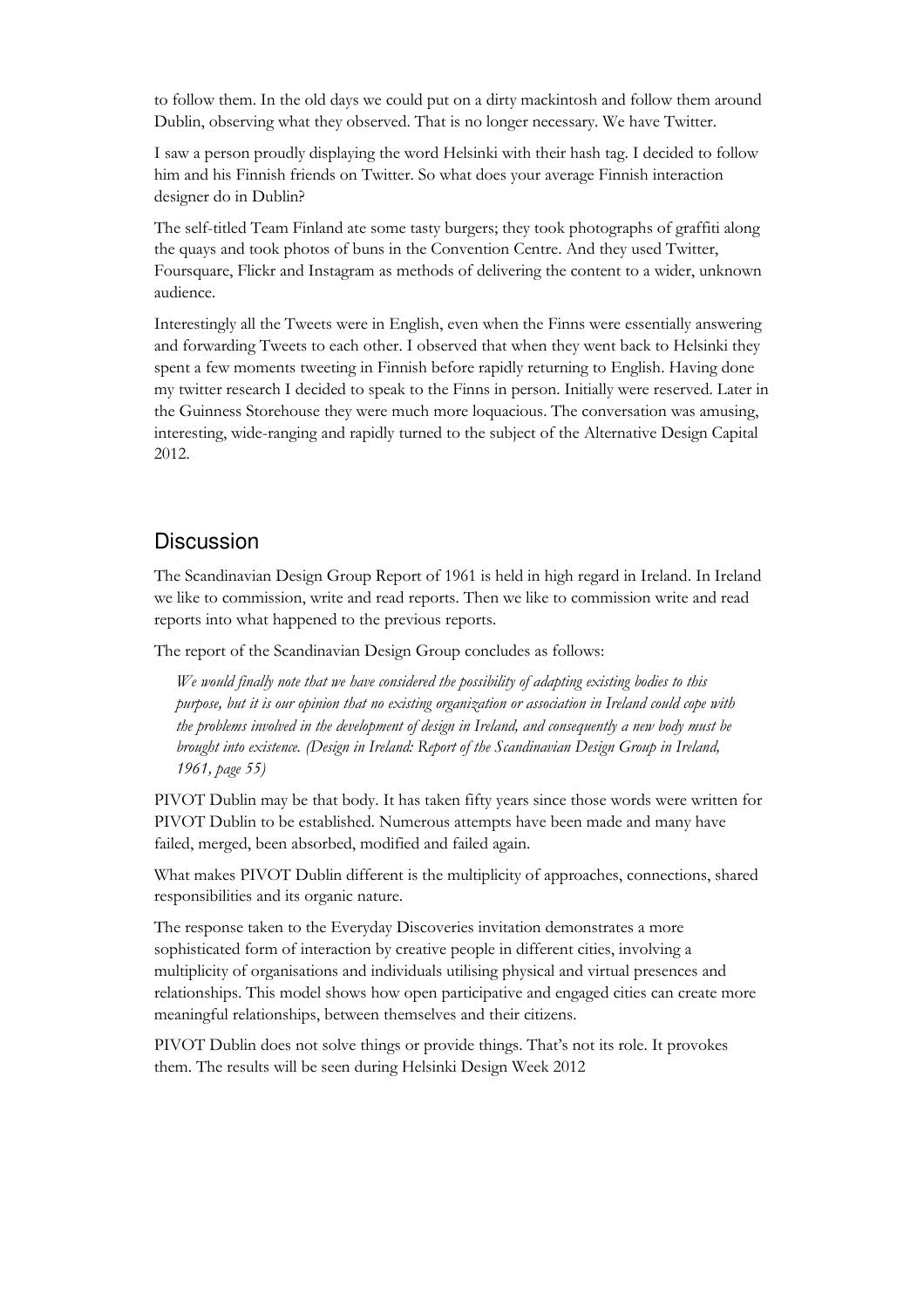to follow them. In the old days we could put on a dirty mackintosh and follow them around Dublin, observing what they observed. That is no longer necessary. We have Twitter.

I saw a person proudly displaying the word Helsinki with their hash tag. I decided to follow him and his Finnish friends on Twitter. So what does your average Finnish interaction designer do in Dublin?

The self-titled Team Finland ate some tasty burgers; they took photographs of graffiti along the quays and took photos of buns in the Convention Centre. And they used Twitter, Foursquare, Flickr and Instagram as methods of delivering the content to a wider, unknown audience.

Interestingly all the Tweets were in English, even when the Finns were essentially answering and forwarding Tweets to each other. I observed that when they went back to Helsinki they spent a few moments tweeting in Finnish before rapidly returning to English. Having done my twitter research I decided to speak to the Finns in person. Initially were reserved. Later in the Guinness Storehouse they were much more loquacious. The conversation was amusing, interesting, wide-ranging and rapidly turned to the subject of the Alternative Design Capital 2012.

## Discussion

The Scandinavian Design Group Report of 1961 is held in high regard in Ireland. In Ireland we like to commission, write and read reports. Then we like to commission write and read reports into what happened to the previous reports.

The report of the Scandinavian Design Group concludes as follows:

> *We would finally note that we have considered the possibility of adapting existing bodies to this purpose, but it is our opinion that no existing organization or association in Ireland could cope with the problems involved in the development of design in Ireland, and consequently a new body must be brought into existence. (Design in Ireland: Report of the Scandinavian Design Group in Ireland, 1961, page 55)*

PIVOT Dublin may be that body. It has taken fifty years since those words were written for PIVOT Dublin to be established. Numerous attempts have been made and many have failed, merged, been absorbed, modified and failed again.

What makes PIVOT Dublin different is the multiplicity of approaches, connections, shared responsibilities and its organic nature.

The response taken to the Everyday Discoveries invitation demonstrates a more sophisticated form of interaction by creative people in different cities, involving a multiplicity of organisations and individuals utilising physical and virtual presences and relationships. This model shows how open participative and engaged cities can create more meaningful relationships, between themselves and their citizens.

PIVOT Dublin does not solve things or provide things. That's not its role. It provokes them. The results will be seen during Helsinki Design Week 2012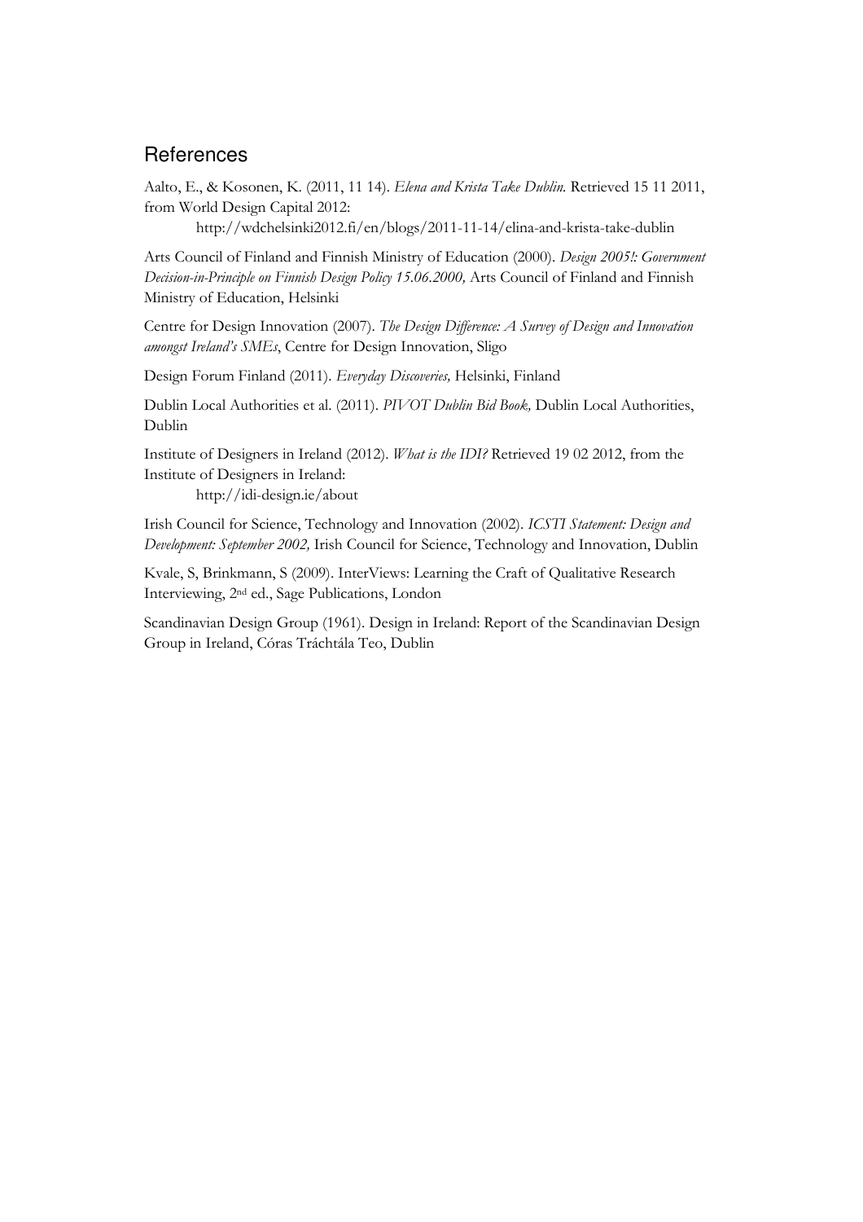## References

Aalto, E., & Kosonen, K. (2011, 11 14). *Elena and Krista Take Dublin.* Retrieved 15 11 2011, from World Design Capital 2012:

http://wdchelsinki2012.fi/en/blogs/2011-11-14/elina-and-krista-take-dublin

Arts Council of Finland and Finnish Ministry of Education (2000). *Design 2005!: Government Decision-in-Principle on Finnish Design Policy 15.06.2000,* Arts Council of Finland and Finnish Ministry of Education, Helsinki

Centre for Design Innovation (2007). *The Design Difference: A Survey of Design and Innovation amongst Ireland's SMEs*, Centre for Design Innovation, Sligo

Design Forum Finland (2011). *Everyday Discoveries,* Helsinki, Finland

Dublin Local Authorities et al. (2011). *PIVOT Dublin Bid Book,* Dublin Local Authorities, Dublin

Institute of Designers in Ireland (2012). *What is the IDI?* Retrieved 19 02 2012, from the Institute of Designers in Ireland:

http://idi-design.ie/about

Irish Council for Science, Technology and Innovation (2002). *ICSTI Statement: Design and Development: September 2002,* Irish Council for Science, Technology and Innovation, Dublin

Kvale, S, Brinkmann, S (2009). InterViews: Learning the Craft of Qualitative Research Interviewing, 2nd ed., Sage Publications, London

Scandinavian Design Group (1961). Design in Ireland: Report of the Scandinavian Design Group in Ireland, Córas Tráchtála Teo, Dublin